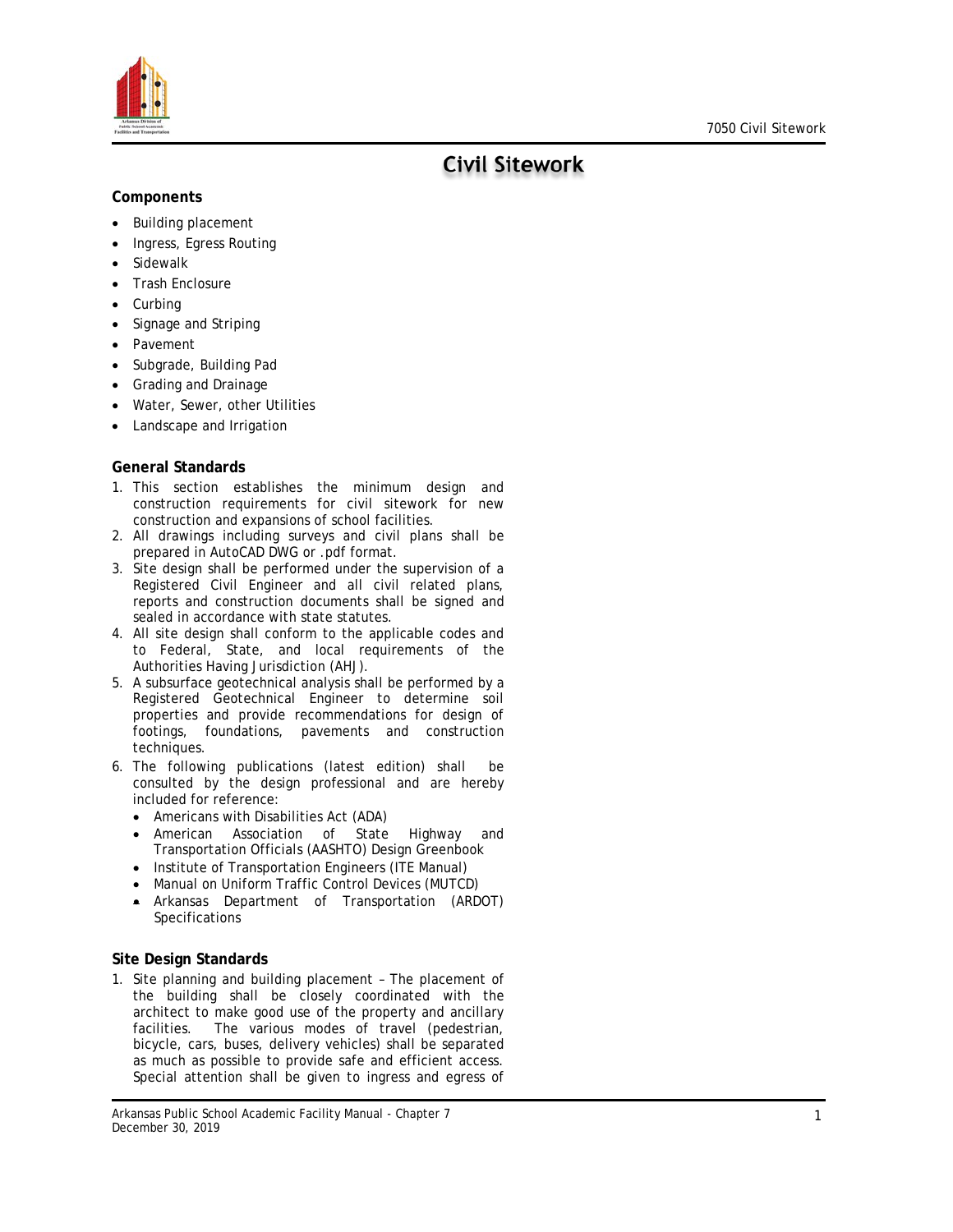# Civil Sitework

**Components**

- Building placement
- Ingress, Egress Routing
- Sidewalk
- Trash Enclosure
- Curbing
- Signage and Striping
- Pavement
- Subgrade, Building Pad
- Grading and Drainage
- Water, Sewer, other Utilities
- Landscape and Irrigation

**General Standards**

1. This section establishes the minimum design and construction requirements for civil sitework for new construction and expansions of school facilities.
2. All drawings including surveys and civil plans shall be prepared in AutoCAD DWG or .pdf format.
3. Site design shall be performed under the supervision of a Registered Civil Engineer and all civil related plans, reports and construction documents shall be signed and sealed in accordance with state statutes.
4. All site design shall conform to the applicable codes and to Federal, State, and local requirements of the Authorities Having Jurisdiction (AHJ).
5. A subsurface geotechnical analysis shall be performed by a Registered Geotechnical Engineer to determine soil properties and provide recommendations for design of footings, foundations, pavements and construction techniques.
6. The following publications (latest edition) shall be consulted by the design professional and are hereby included for reference:
   - Americans with Disabilities Act (ADA)
   - American Association of State Highway and Transportation Officials (AASHTO) Design Greenbook
   - Institute of Transportation Engineers (ITE Manual)
   - Manual on Uniform Traffic Control Devices (MUTCD)
   - Arkansas Department of Transportation (ARDOT) Specifications

**Site Design Standards**

1. Site planning and building placement – The placement of the building shall be closely coordinated with the architect to make good use of the property and ancillary facilities. The various modes of travel (pedestrian, bicycle, cars, buses, delivery vehicles) shall be separated as much as possible to provide safe and efficient access. Special attention shall be given to ingress and egress of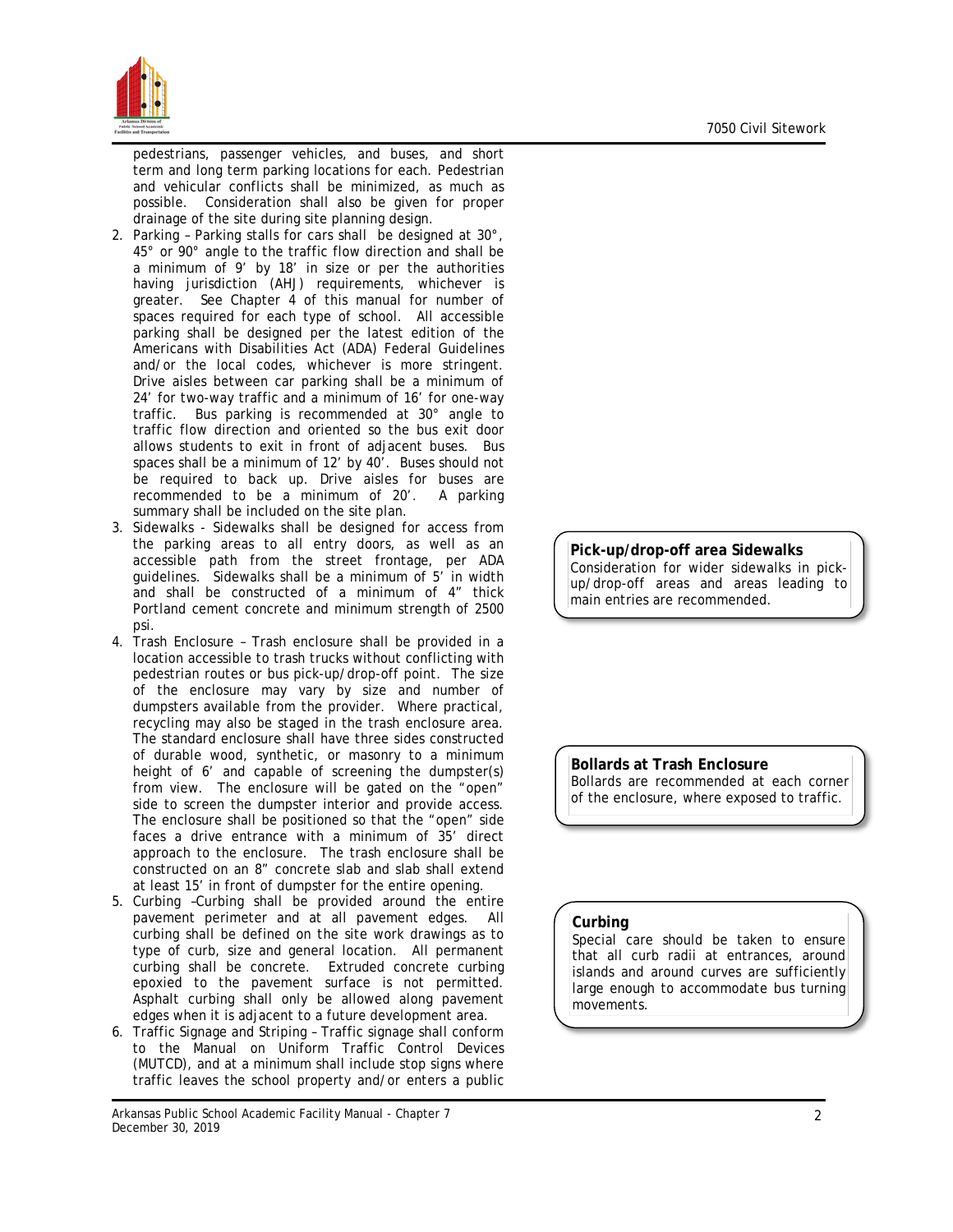pedestrians, passenger vehicles, and buses, and short term and long term parking locations for each. Pedestrian and vehicular conflicts shall be minimized, as much as possible. Consideration shall also be given for proper drainage of the site during site planning design.

2. Parking – Parking stalls for cars shall be designed at 30°, 45° or 90° angle to the traffic flow direction and shall be a minimum of 9' by 18' in size or per the authorities having jurisdiction (AHJ) requirements, whichever is greater. See Chapter 4 of this manual for number of spaces required for each type of school. All accessible parking shall be designed per the latest edition of the Americans with Disabilities Act (ADA) Federal Guidelines and/or the local codes, whichever is more stringent. Drive aisles between car parking shall be a minimum of 24' for two-way traffic and a minimum of 16' for one-way traffic. Bus parking is recommended at 30° angle to traffic flow direction and oriented so the bus exit door allows students to exit in front of adjacent buses. Bus spaces shall be a minimum of 12' by 40'. Buses should not be required to back up. Drive aisles for buses are recommended to be a minimum of 20'. A parking summary shall be included on the site plan.
3. Sidewalks - Sidewalks shall be designed for access from the parking areas to all entry doors, as well as an accessible path from the street frontage, per ADA guidelines. Sidewalks shall be a minimum of 5' in width and shall be constructed of a minimum of 4" thick Portland cement concrete and minimum strength of 2500 psi.

> **Pick-up/drop-off area Sidewalks**
> Consideration for wider sidewalks in pick-up/drop-off areas and areas leading to main entries are recommended.

4. Trash Enclosure – Trash enclosure shall be provided in a location accessible to trash trucks without conflicting with pedestrian routes or bus pick-up/drop-off point. The size of the enclosure may vary by size and number of dumpsters available from the provider. Where practical, recycling may also be staged in the trash enclosure area. The standard enclosure shall have three sides constructed of durable wood, synthetic, or masonry to a minimum height of 6' and capable of screening the dumpster(s) from view. The enclosure will be gated on the "open" side to screen the dumpster interior and provide access. The enclosure shall be positioned so that the "open" side faces a drive entrance with a minimum of 35' direct approach to the enclosure. The trash enclosure shall be constructed on an 8" concrete slab and slab shall extend at least 15' in front of dumpster for the entire opening.

> **Bollards at Trash Enclosure**
> Bollards are recommended at each corner of the enclosure, where exposed to traffic.

5. Curbing –Curbing shall be provided around the entire pavement perimeter and at all pavement edges. All curbing shall be defined on the site work drawings as to type of curb, size and general location. All permanent curbing shall be concrete. Extruded concrete curbing epoxied to the pavement surface is not permitted. Asphalt curbing shall only be allowed along pavement edges when it is adjacent to a future development area.

> **Curbing**
> Special care should be taken to ensure that all curb radii at entrances, around islands and around curves are sufficiently large enough to accommodate bus turning movements.

6. Traffic Signage and Striping – Traffic signage shall conform to the Manual on Uniform Traffic Control Devices (MUTCD), and at a minimum shall include stop signs where traffic leaves the school property and/or enters a public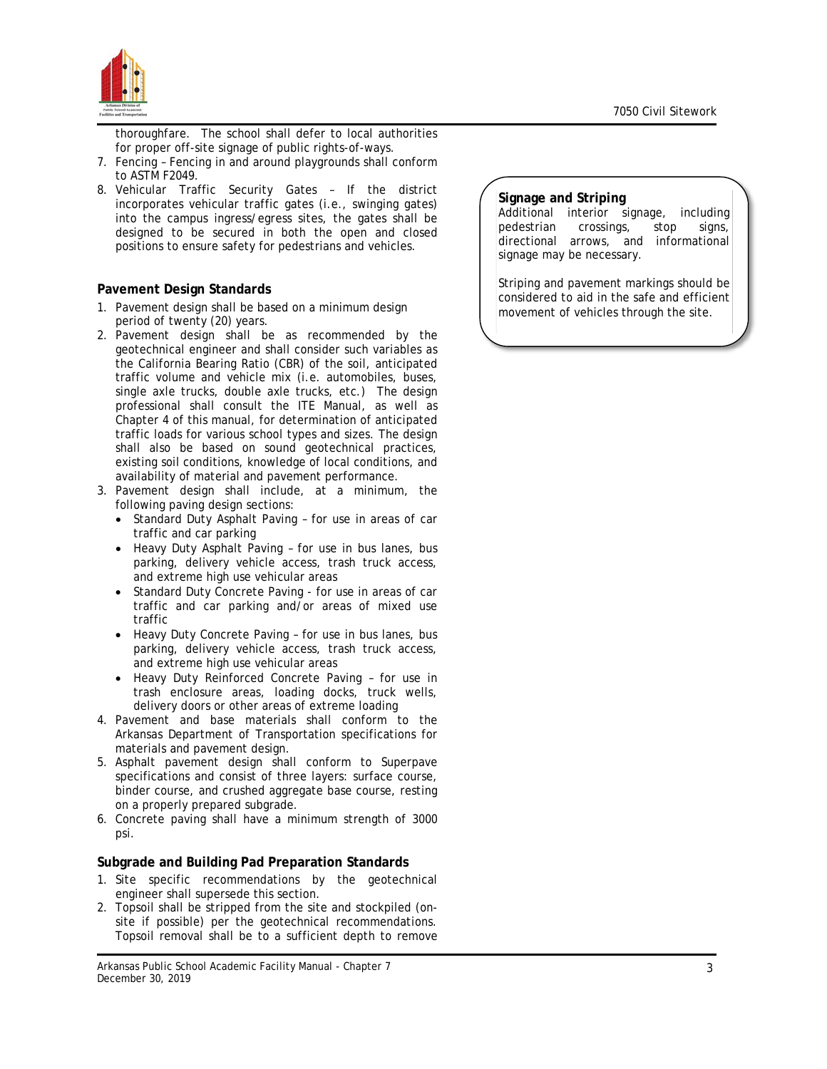thoroughfare. The school shall defer to local authorities for proper off-site signage of public rights-of-ways.

7. Fencing – Fencing in and around playgrounds shall conform to ASTM F2049.
8. Vehicular Traffic Security Gates – If the district incorporates vehicular traffic gates (i.e., swinging gates) into the campus ingress/egress sites, the gates shall be designed to be secured in both the open and closed positions to ensure safety for pedestrians and vehicles.

**Pavement Design Standards**

1. Pavement design shall be based on a minimum design period of twenty (20) years.
2. Pavement design shall be as recommended by the geotechnical engineer and shall consider such variables as the California Bearing Ratio (CBR) of the soil, anticipated traffic volume and vehicle mix (i.e. automobiles, buses, single axle trucks, double axle trucks, etc.) The design professional shall consult the ITE Manual, as well as Chapter 4 of this manual, for determination of anticipated traffic loads for various school types and sizes. The design shall also be based on sound geotechnical practices, existing soil conditions, knowledge of local conditions, and availability of material and pavement performance.
3. Pavement design shall include, at a minimum, the following paving design sections:
   - Standard Duty Asphalt Paving – for use in areas of car traffic and car parking
   - Heavy Duty Asphalt Paving – for use in bus lanes, bus parking, delivery vehicle access, trash truck access, and extreme high use vehicular areas
   - Standard Duty Concrete Paving - for use in areas of car traffic and car parking and/or areas of mixed use traffic
   - Heavy Duty Concrete Paving – for use in bus lanes, bus parking, delivery vehicle access, trash truck access, and extreme high use vehicular areas
   - Heavy Duty Reinforced Concrete Paving – for use in trash enclosure areas, loading docks, truck wells, delivery doors or other areas of extreme loading
4. Pavement and base materials shall conform to the Arkansas Department of Transportation specifications for materials and pavement design.
5. Asphalt pavement design shall conform to Superpave specifications and consist of three layers: surface course, binder course, and crushed aggregate base course, resting on a properly prepared subgrade.
6. Concrete paving shall have a minimum strength of 3000 psi.

**Subgrade and Building Pad Preparation Standards**

1. Site specific recommendations by the geotechnical engineer shall supersede this section.
2. Topsoil shall be stripped from the site and stockpiled (on-site if possible) per the geotechnical recommendations. Topsoil removal shall be to a sufficient depth to remove

**Signage and Striping**

Additional interior signage, including pedestrian crossings, stop signs, directional arrows, and informational signage may be necessary.

Striping and pavement markings should be considered to aid in the safe and efficient movement of vehicles through the site.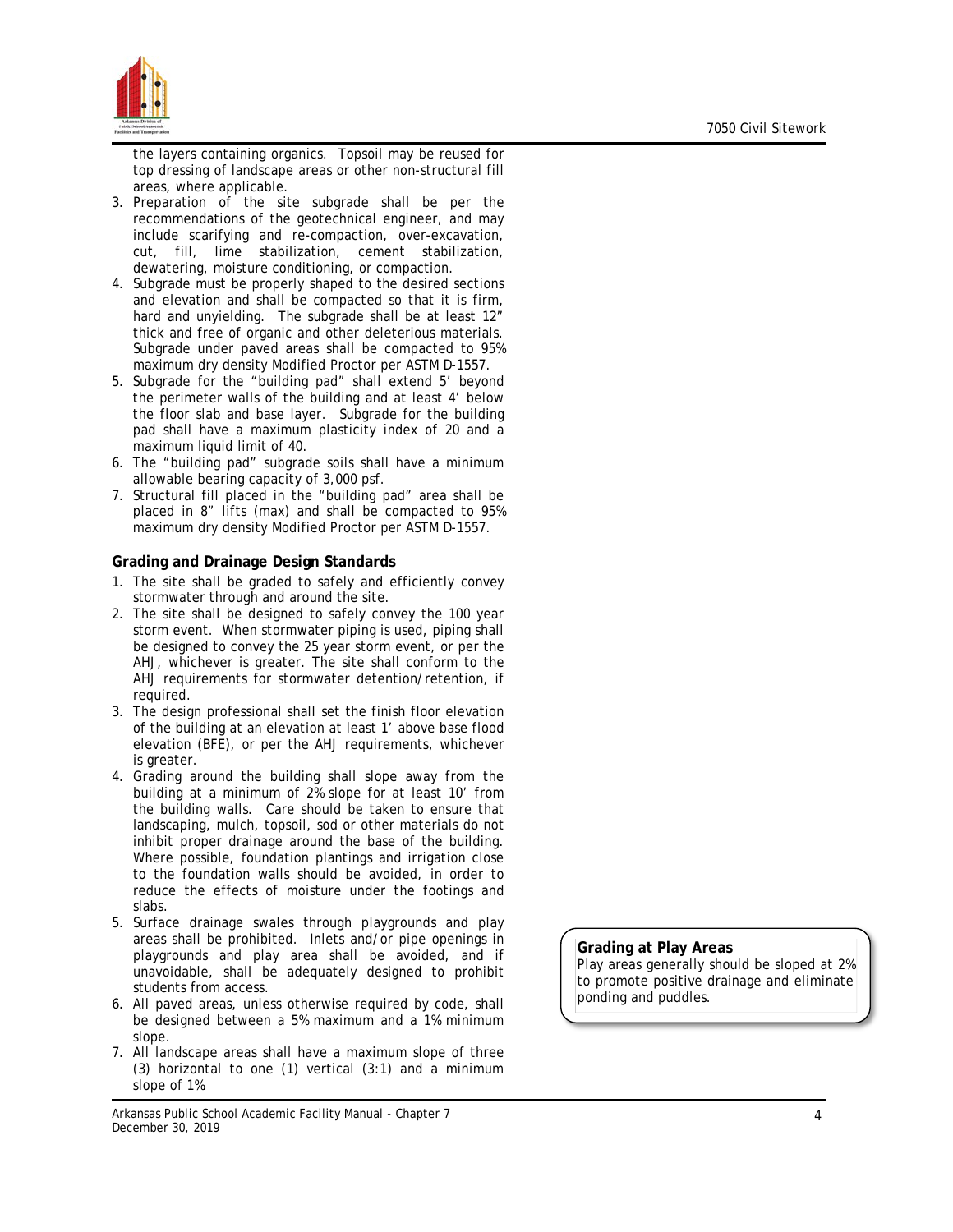the layers containing organics. Topsoil may be reused for top dressing of landscape areas or other non-structural fill areas, where applicable.

3. Preparation of the site subgrade shall be per the recommendations of the geotechnical engineer, and may include scarifying and re-compaction, over-excavation, cut, fill, lime stabilization, cement stabilization, dewatering, moisture conditioning, or compaction.
4. Subgrade must be properly shaped to the desired sections and elevation and shall be compacted so that it is firm, hard and unyielding. The subgrade shall be at least 12" thick and free of organic and other deleterious materials. Subgrade under paved areas shall be compacted to 95% maximum dry density Modified Proctor per ASTM D-1557.
5. Subgrade for the "building pad" shall extend 5' beyond the perimeter walls of the building and at least 4' below the floor slab and base layer. Subgrade for the building pad shall have a maximum plasticity index of 20 and a maximum liquid limit of 40.
6. The "building pad" subgrade soils shall have a minimum allowable bearing capacity of 3,000 psf.
7. Structural fill placed in the "building pad" area shall be placed in 8" lifts (max) and shall be compacted to 95% maximum dry density Modified Proctor per ASTM D-1557.

**Grading and Drainage Design Standards**

1. The site shall be graded to safely and efficiently convey stormwater through and around the site.
2. The site shall be designed to safely convey the 100 year storm event. When stormwater piping is used, piping shall be designed to convey the 25 year storm event, or per the AHJ, whichever is greater. The site shall conform to the AHJ requirements for stormwater detention/retention, if required.
3. The design professional shall set the finish floor elevation of the building at an elevation at least 1' above base flood elevation (BFE), or per the AHJ requirements, whichever is greater.
4. Grading around the building shall slope away from the building at a minimum of 2% slope for at least 10' from the building walls. Care should be taken to ensure that landscaping, mulch, topsoil, sod or other materials do not inhibit proper drainage around the base of the building. Where possible, foundation plantings and irrigation close to the foundation walls should be avoided, in order to reduce the effects of moisture under the footings and slabs.
5. Surface drainage swales through playgrounds and play areas shall be prohibited. Inlets and/or pipe openings in playgrounds and play area shall be avoided, and if unavoidable, shall be adequately designed to prohibit students from access.
6. All paved areas, unless otherwise required by code, shall be designed between a 5% maximum and a 1% minimum slope.
7. All landscape areas shall have a maximum slope of three (3) horizontal to one (1) vertical (3:1) and a minimum slope of 1%.

**Grading at Play Areas**

Play areas generally should be sloped at 2% to promote positive drainage and eliminate ponding and puddles.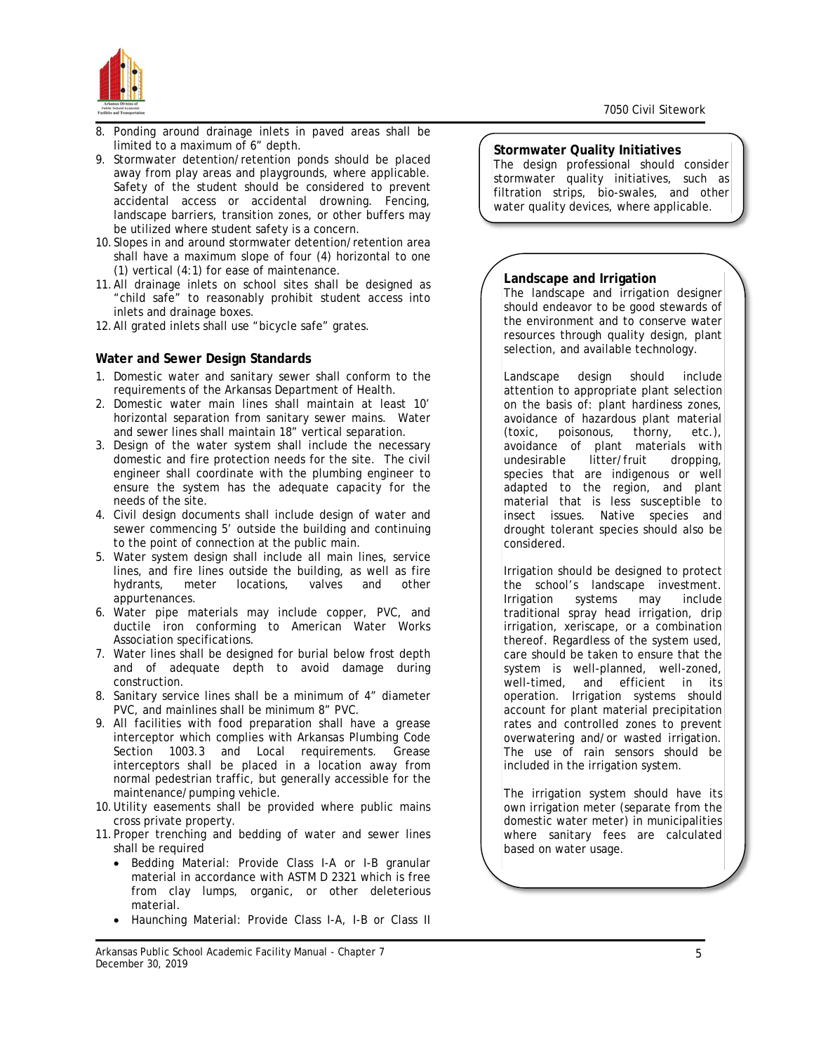8. Ponding around drainage inlets in paved areas shall be limited to a maximum of 6" depth.
9. Stormwater detention/retention ponds should be placed away from play areas and playgrounds, where applicable. Safety of the student should be considered to prevent accidental access or accidental drowning. Fencing, landscape barriers, transition zones, or other buffers may be utilized where student safety is a concern.
10. Slopes in and around stormwater detention/retention area shall have a maximum slope of four (4) horizontal to one (1) vertical (4:1) for ease of maintenance.
11. All drainage inlets on school sites shall be designed as "child safe" to reasonably prohibit student access into inlets and drainage boxes.
12. All grated inlets shall use "bicycle safe" grates.

**Water and Sewer Design Standards**

1. Domestic water and sanitary sewer shall conform to the requirements of the Arkansas Department of Health.
2. Domestic water main lines shall maintain at least 10' horizontal separation from sanitary sewer mains. Water and sewer lines shall maintain 18" vertical separation.
3. Design of the water system shall include the necessary domestic and fire protection needs for the site. The civil engineer shall coordinate with the plumbing engineer to ensure the system has the adequate capacity for the needs of the site.
4. Civil design documents shall include design of water and sewer commencing 5' outside the building and continuing to the point of connection at the public main.
5. Water system design shall include all main lines, service lines, and fire lines outside the building, as well as fire hydrants, meter locations, valves and other appurtenances.
6. Water pipe materials may include copper, PVC, and ductile iron conforming to American Water Works Association specifications.
7. Water lines shall be designed for burial below frost depth and of adequate depth to avoid damage during construction.
8. Sanitary service lines shall be a minimum of 4" diameter PVC, and mainlines shall be minimum 8" PVC.
9. All facilities with food preparation shall have a grease interceptor which complies with Arkansas Plumbing Code Section 1003.3 and Local requirements. Grease interceptors shall be placed in a location away from normal pedestrian traffic, but generally accessible for the maintenance/pumping vehicle.
10. Utility easements shall be provided where public mains cross private property.
11. Proper trenching and bedding of water and sewer lines shall be required
    - Bedding Material: Provide Class I-A or I-B granular material in accordance with ASTM D 2321 which is free from clay lumps, organic, or other deleterious material.
    - Haunching Material: Provide Class I-A, I-B or Class II

**Stormwater Quality Initiatives**

The design professional should consider stormwater quality initiatives, such as filtration strips, bio-swales, and other water quality devices, where applicable.

**Landscape and Irrigation**

The landscape and irrigation designer should endeavor to be good stewards of the environment and to conserve water resources through quality design, plant selection, and available technology.

Landscape design should include attention to appropriate plant selection on the basis of: plant hardiness zones, avoidance of hazardous plant material (toxic, poisonous, thorny, etc.), avoidance of plant materials with undesirable litter/fruit dropping, species that are indigenous or well adapted to the region, and plant material that is less susceptible to insect issues. Native species and drought tolerant species should also be considered.

Irrigation should be designed to protect the school's landscape investment. Irrigation systems may include traditional spray head irrigation, drip irrigation, xeriscape, or a combination thereof. Regardless of the system used, care should be taken to ensure that the system is well-planned, well-zoned, well-timed, and efficient in its operation. Irrigation systems should account for plant material precipitation rates and controlled zones to prevent overwatering and/or wasted irrigation. The use of rain sensors should be included in the irrigation system.

The irrigation system should have its own irrigation meter (separate from the domestic water meter) in municipalities where sanitary fees are calculated based on water usage.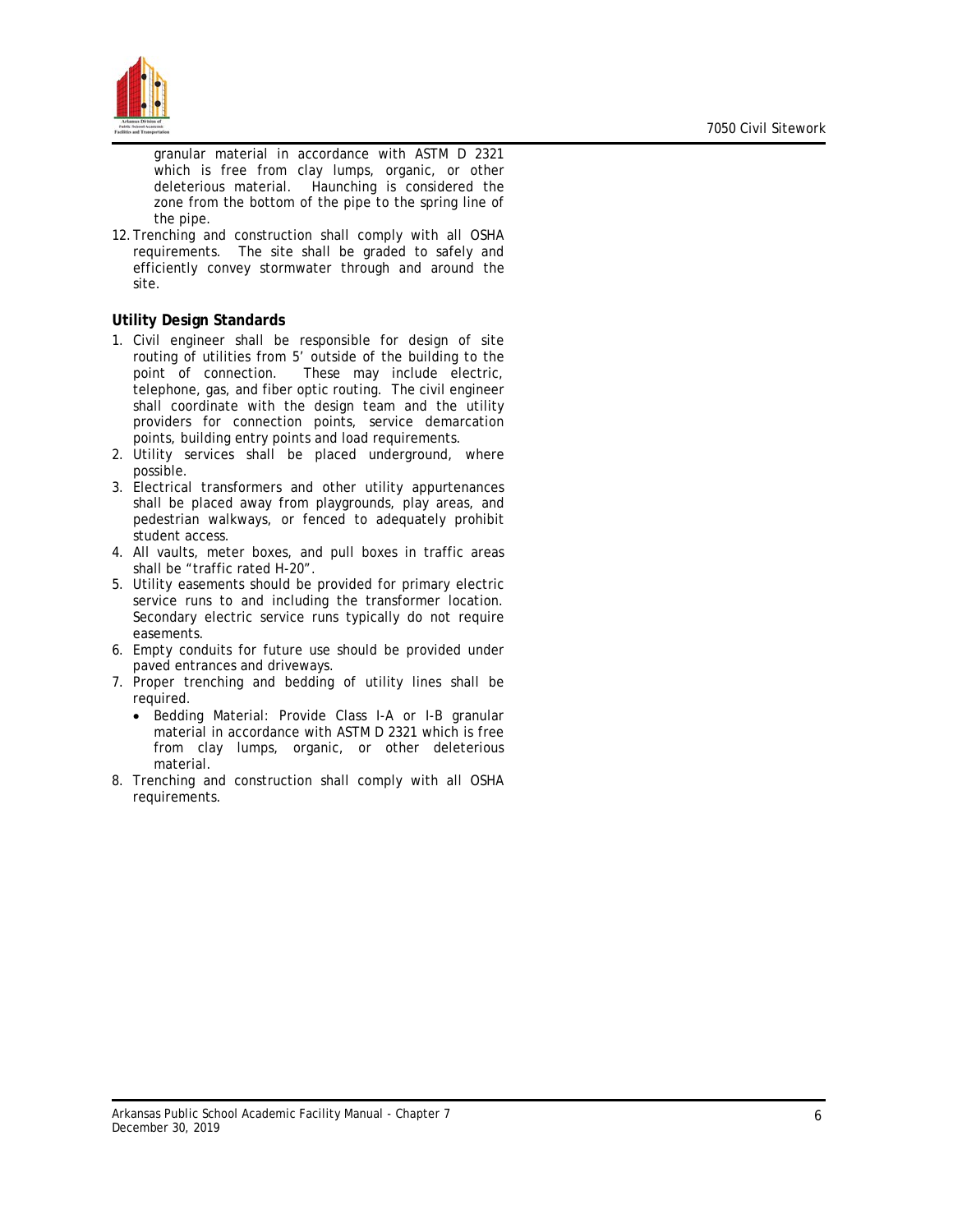granular material in accordance with ASTM D 2321 which is free from clay lumps, organic, or other deleterious material. Haunching is considered the zone from the bottom of the pipe to the spring line of the pipe.

12. Trenching and construction shall comply with all OSHA requirements. The site shall be graded to safely and efficiently convey stormwater through and around the site.

### Utility Design Standards

1. Civil engineer shall be responsible for design of site routing of utilities from 5' outside of the building to the point of connection. These may include electric, telephone, gas, and fiber optic routing. The civil engineer shall coordinate with the design team and the utility providers for connection points, service demarcation points, building entry points and load requirements.
2. Utility services shall be placed underground, where possible.
3. Electrical transformers and other utility appurtenances shall be placed away from playgrounds, play areas, and pedestrian walkways, or fenced to adequately prohibit student access.
4. All vaults, meter boxes, and pull boxes in traffic areas shall be "traffic rated H-20".
5. Utility easements should be provided for primary electric service runs to and including the transformer location. Secondary electric service runs typically do not require easements.
6. Empty conduits for future use should be provided under paved entrances and driveways.
7. Proper trenching and bedding of utility lines shall be required.
   - Bedding Material: Provide Class I-A or I-B granular material in accordance with ASTM D 2321 which is free from clay lumps, organic, or other deleterious material.
8. Trenching and construction shall comply with all OSHA requirements.